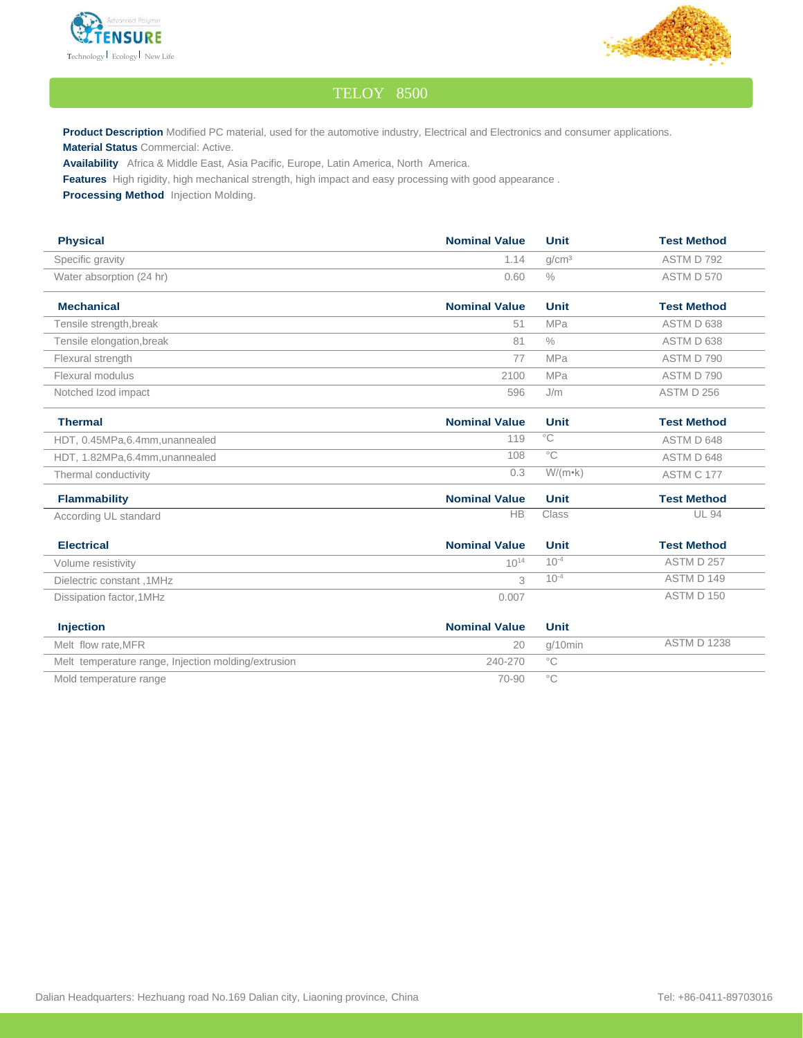# TELOY 8500

**Product Description** Modified PC material, used for the automotive industry, Electrical and Electronics and consumer applications.

**Material Status** Commercial: Active.

**Availability** Africa & Middle East, Asia Pacific, Europe, Latin America, North America.

**Features** High rigidity, high mechanical strength, high impact and easy processing with good appearance .

**Processing Method** Injection Molding.

| Physical | Nominal Value | Unit | Test Method |
|---|---|---|---|
| Specific gravity | 1.14 | g/cm³ | ASTM D 792 |
| Water absorption (24 hr) | 0.60 | % | ASTM D 570 |

| Mechanical | Nominal Value | Unit | Test Method |
|---|---|---|---|
| Tensile strength,break | 51 | MPa | ASTM D 638 |
| Tensile elongation,break | 81 | % | ASTM D 638 |
| Flexural strength | 77 | MPa | ASTM D 790 |
| Flexural modulus | 2100 | MPa | ASTM D 790 |
| Notched Izod impact | 596 | J/m | ASTM D 256 |

| Thermal | Nominal Value | Unit | Test Method |
|---|---|---|---|
| HDT, 0.45MPa,6.4mm,unannealed | 119 | °C | ASTM D 648 |
| HDT, 1.82MPa,6.4mm,unannealed | 108 | °C | ASTM D 648 |
| Thermal conductivity | 0.3 | W/(m•k) | ASTM C 177 |

| Flammability | Nominal Value | Unit | Test Method |
|---|---|---|---|
| According UL standard | HB | Class | UL 94 |

| Electrical | Nominal Value | Unit | Test Method |
|---|---|---|---|
| Volume resistivity | $10^{14}$ | $10^{-4}$ | ASTM D 257 |
| Dielectric constant ,1MHz | 3 | $10^{-4}$ | ASTM D 149 |
| Dissipation factor,1MHz | 0.007 | | ASTM D 150 |

| Injection | Nominal Value | Unit | |
|---|---|---|---|
| Melt flow rate,MFR | 20 | g/10min | ASTM D 1238 |
| Melt temperature range, Injection molding/extrusion | 240-270 | °C | |
| Mold temperature range | 70-90 | °C | |

Dalian Headquarters: Hezhuang road No.169 Dalian city, Liaoning province, China

Tel: +86-0411-89703016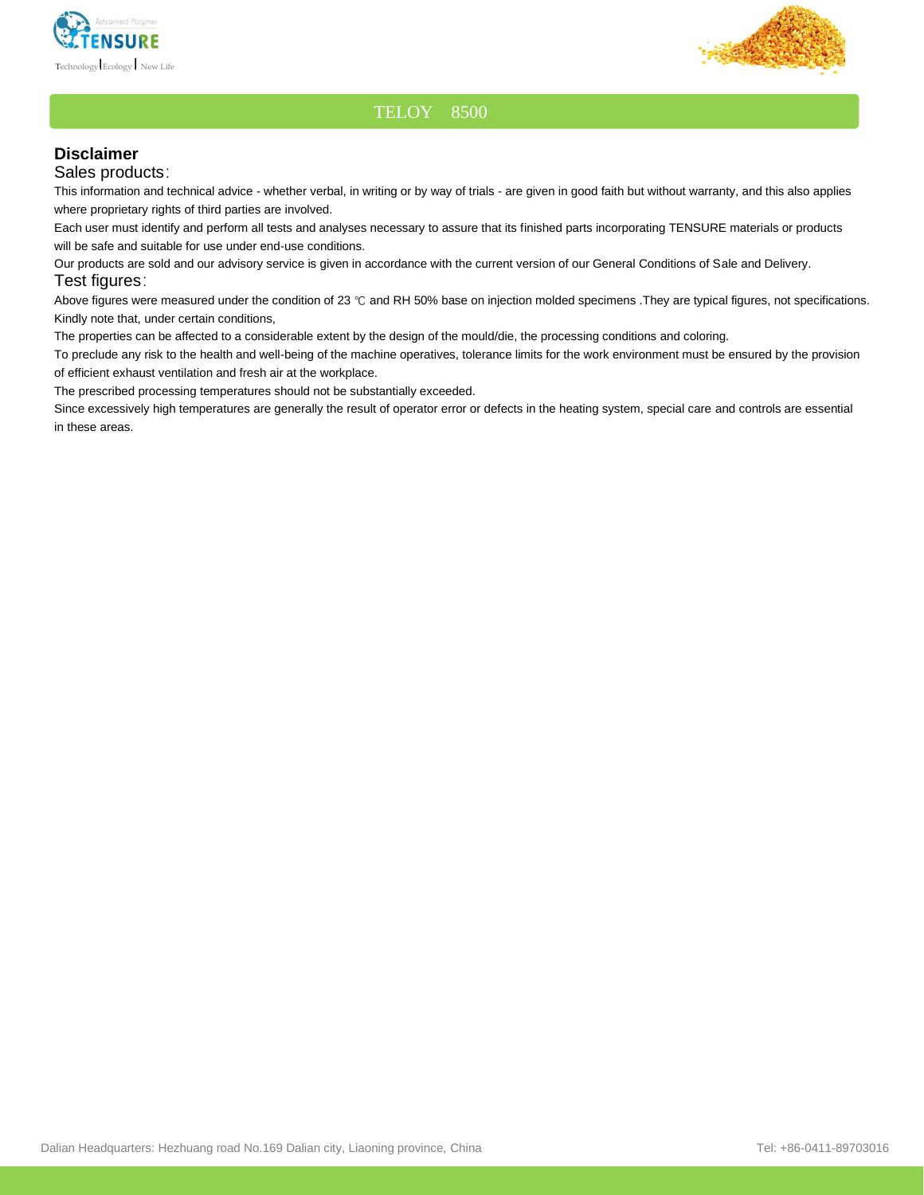# TELOY 8500

## Disclaimer

### Sales products:

This information and technical advice - whether verbal, in writing or by way of trials - are given in good faith but without warranty, and this also applies where proprietary rights of third parties are involved.

Each user must identify and perform all tests and analyses necessary to assure that its finished parts incorporating TENSURE materials or products will be safe and suitable for use under end-use conditions.

Our products are sold and our advisory service is given in accordance with the current version of our General Conditions of Sale and Delivery.

### Test figures:

Above figures were measured under the condition of 23 ℃ and RH 50% base on injection molded specimens .They are typical figures, not specifications. Kindly note that, under certain conditions,

The properties can be affected to a considerable extent by the design of the mould/die, the processing conditions and coloring.

To preclude any risk to the health and well-being of the machine operatives, tolerance limits for the work environment must be ensured by the provision of efficient exhaust ventilation and fresh air at the workplace.

The prescribed processing temperatures should not be substantially exceeded.

Since excessively high temperatures are generally the result of operator error or defects in the heating system, special care and controls are essential in these areas.